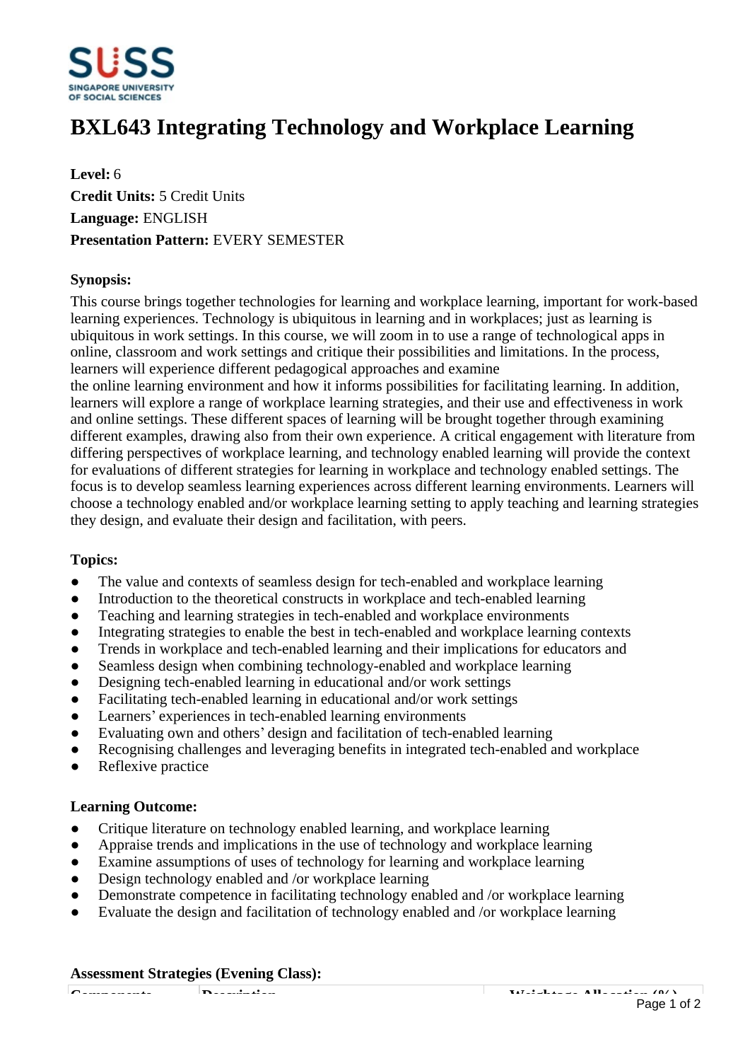# BXL643 Integrating Technology and Workplace Learning

**Level:** 6
**Credit Units:** 5 Credit Units
**Language:** ENGLISH
**Presentation Pattern:** EVERY SEMESTER

**Synopsis:**

This course brings together technologies for learning and workplace learning, important for work-based learning experiences. Technology is ubiquitous in learning and in workplaces; just as learning is ubiquitous in work settings. In this course, we will zoom in to use a range of technological apps in online, classroom and work settings and critique their possibilities and limitations. In the process, learners will experience different pedagogical approaches and examine the online learning environment and how it informs possibilities for facilitating learning. In addition, learners will explore a range of workplace learning strategies, and their use and effectiveness in work and online settings. These different spaces of learning will be brought together through examining different examples, drawing also from their own experience. A critical engagement with literature from differing perspectives of workplace learning, and technology enabled learning will provide the context for evaluations of different strategies for learning in workplace and technology enabled settings. The focus is to develop seamless learning experiences across different learning environments. Learners will choose a technology enabled and/or workplace learning setting to apply teaching and learning strategies they design, and evaluate their design and facilitation, with peers.

**Topics:**

- The value and contexts of seamless design for tech-enabled and workplace learning
- Introduction to the theoretical constructs in workplace and tech-enabled learning
- Teaching and learning strategies in tech-enabled and workplace environments
- Integrating strategies to enable the best in tech-enabled and workplace learning contexts
- Trends in workplace and tech-enabled learning and their implications for educators and
- Seamless design when combining technology-enabled and workplace learning
- Designing tech-enabled learning in educational and/or work settings
- Facilitating tech-enabled learning in educational and/or work settings
- Learners' experiences in tech-enabled learning environments
- Evaluating own and others' design and facilitation of tech-enabled learning
- Recognising challenges and leveraging benefits in integrated tech-enabled and workplace
- Reflexive practice

**Learning Outcome:**

- Critique literature on technology enabled learning, and workplace learning
- Appraise trends and implications in the use of technology and workplace learning
- Examine assumptions of uses of technology for learning and workplace learning
- Design technology enabled and /or workplace learning
- Demonstrate competence in facilitating technology enabled and /or workplace learning
- Evaluate the design and facilitation of technology enabled and /or workplace learning

**Assessment Strategies (Evening Class):**

| Components | Description | Weightage Allocation (%) |
| --- | --- | --- |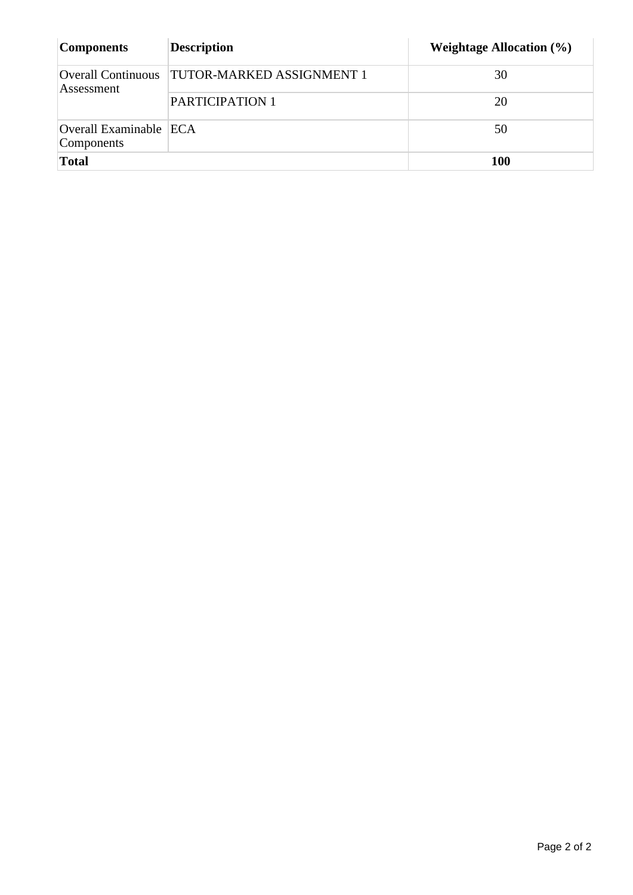| Components | Description | Weightage Allocation (%) |
|---|---|---|
| Overall Continuous Assessment | TUTOR-MARKED ASSIGNMENT 1 | 30 |
| | PARTICIPATION 1 | 20 |
| Overall Examinable Components | ECA | 50 |
| **Total** | | **100** |